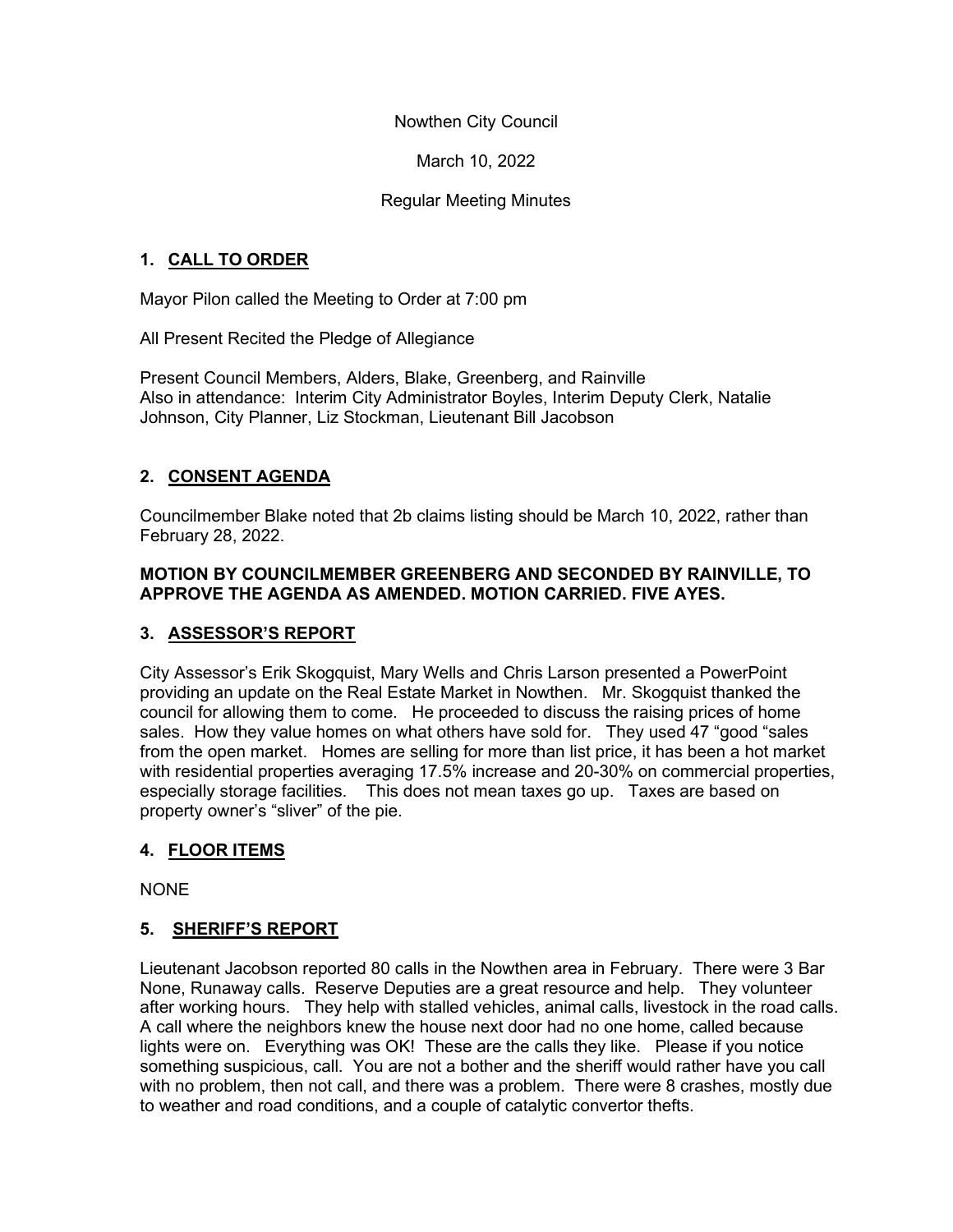Nowthen City Council

March 10, 2022

Regular Meeting Minutes

## 1. CALL TO ORDER

Mayor Pilon called the Meeting to Order at 7:00 pm

All Present Recited the Pledge of Allegiance

Present Council Members, Alders, Blake, Greenberg, and Rainville
Also in attendance: Interim City Administrator Boyles, Interim Deputy Clerk, Natalie Johnson, City Planner, Liz Stockman, Lieutenant Bill Jacobson

## 2. CONSENT AGENDA

Councilmember Blake noted that 2b claims listing should be March 10, 2022, rather than February 28, 2022.

**MOTION BY COUNCILMEMBER GREENBERG AND SECONDED BY RAINVILLE, TO APPROVE THE AGENDA AS AMENDED. MOTION CARRIED. FIVE AYES.**

## 3. ASSESSOR'S REPORT

City Assessor's Erik Skogquist, Mary Wells and Chris Larson presented a PowerPoint providing an update on the Real Estate Market in Nowthen. Mr. Skogquist thanked the council for allowing them to come. He proceeded to discuss the raising prices of home sales. How they value homes on what others have sold for. They used 47 "good "sales from the open market. Homes are selling for more than list price, it has been a hot market with residential properties averaging 17.5% increase and 20-30% on commercial properties, especially storage facilities. This does not mean taxes go up. Taxes are based on property owner's "sliver" of the pie.

## 4. FLOOR ITEMS

NONE

## 5. SHERIFF'S REPORT

Lieutenant Jacobson reported 80 calls in the Nowthen area in February. There were 3 Bar None, Runaway calls. Reserve Deputies are a great resource and help. They volunteer after working hours. They help with stalled vehicles, animal calls, livestock in the road calls. A call where the neighbors knew the house next door had no one home, called because lights were on. Everything was OK! These are the calls they like. Please if you notice something suspicious, call. You are not a bother and the sheriff would rather have you call with no problem, then not call, and there was a problem. There were 8 crashes, mostly due to weather and road conditions, and a couple of catalytic convertor thefts.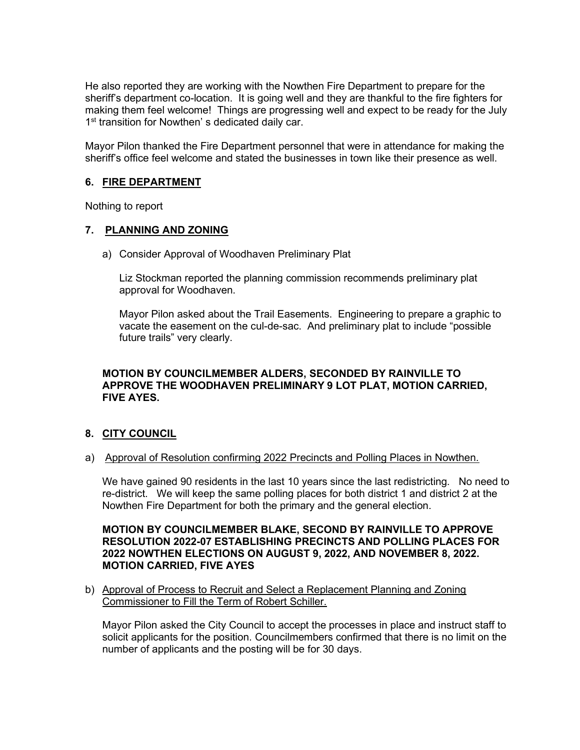He also reported they are working with the Nowthen Fire Department to prepare for the sheriff's department co-location. It is going well and they are thankful to the fire fighters for making them feel welcome! Things are progressing well and expect to be ready for the July 1st transition for Nowthen' s dedicated daily car.

Mayor Pilon thanked the Fire Department personnel that were in attendance for making the sheriff's office feel welcome and stated the businesses in town like their presence as well.

## 6. FIRE DEPARTMENT

Nothing to report

## 7. PLANNING AND ZONING

a) Consider Approval of Woodhaven Preliminary Plat

Liz Stockman reported the planning commission recommends preliminary plat approval for Woodhaven.

Mayor Pilon asked about the Trail Easements. Engineering to prepare a graphic to vacate the easement on the cul-de-sac. And preliminary plat to include "possible future trails" very clearly.

**MOTION BY COUNCILMEMBER ALDERS, SECONDED BY RAINVILLE TO APPROVE THE WOODHAVEN PRELIMINARY 9 LOT PLAT, MOTION CARRIED, FIVE AYES.**

## 8. CITY COUNCIL

a) Approval of Resolution confirming 2022 Precincts and Polling Places in Nowthen.

We have gained 90 residents in the last 10 years since the last redistricting. No need to re-district. We will keep the same polling places for both district 1 and district 2 at the Nowthen Fire Department for both the primary and the general election.

**MOTION BY COUNCILMEMBER BLAKE, SECOND BY RAINVILLE TO APPROVE RESOLUTION 2022-07 ESTABLISHING PRECINCTS AND POLLING PLACES FOR 2022 NOWTHEN ELECTIONS ON AUGUST 9, 2022, AND NOVEMBER 8, 2022. MOTION CARRIED, FIVE AYES**

b) Approval of Process to Recruit and Select a Replacement Planning and Zoning Commissioner to Fill the Term of Robert Schiller.

Mayor Pilon asked the City Council to accept the processes in place and instruct staff to solicit applicants for the position. Councilmembers confirmed that there is no limit on the number of applicants and the posting will be for 30 days.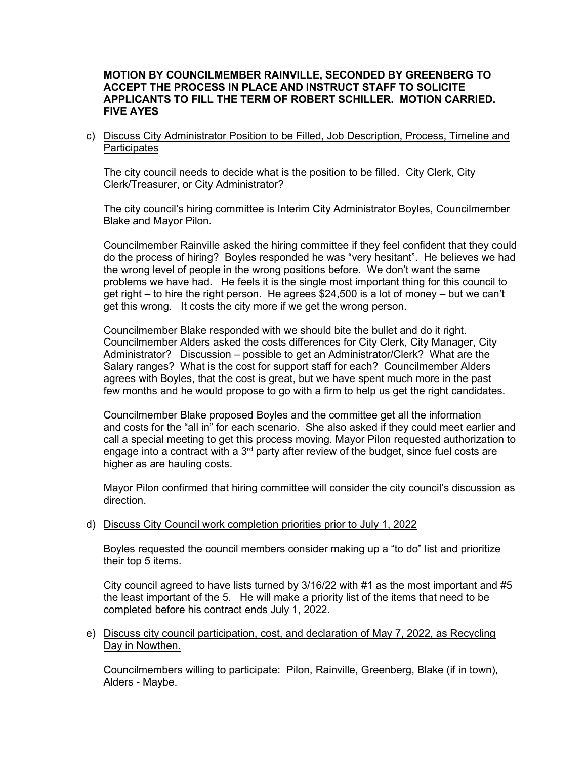**MOTION BY COUNCILMEMBER RAINVILLE, SECONDED BY GREENBERG TO ACCEPT THE PROCESS IN PLACE AND INSTRUCT STAFF TO SOLICITE APPLICANTS TO FILL THE TERM OF ROBERT SCHILLER. MOTION CARRIED. FIVE AYES**

c) Discuss City Administrator Position to be Filled, Job Description, Process, Timeline and Participates

The city council needs to decide what is the position to be filled. City Clerk, City Clerk/Treasurer, or City Administrator?

The city council's hiring committee is Interim City Administrator Boyles, Councilmember Blake and Mayor Pilon.

Councilmember Rainville asked the hiring committee if they feel confident that they could do the process of hiring? Boyles responded he was "very hesitant". He believes we had the wrong level of people in the wrong positions before. We don't want the same problems we have had. He feels it is the single most important thing for this council to get right – to hire the right person. He agrees $24,500 is a lot of money – but we can't get this wrong. It costs the city more if we get the wrong person.

Councilmember Blake responded with we should bite the bullet and do it right. Councilmember Alders asked the costs differences for City Clerk, City Manager, City Administrator? Discussion – possible to get an Administrator/Clerk? What are the Salary ranges? What is the cost for support staff for each? Councilmember Alders agrees with Boyles, that the cost is great, but we have spent much more in the past few months and he would propose to go with a firm to help us get the right candidates.

Councilmember Blake proposed Boyles and the committee get all the information and costs for the "all in" for each scenario. She also asked if they could meet earlier and call a special meeting to get this process moving. Mayor Pilon requested authorization to engage into a contract with a 3rd party after review of the budget, since fuel costs are higher as are hauling costs.

Mayor Pilon confirmed that hiring committee will consider the city council's discussion as direction.

d) Discuss City Council work completion priorities prior to July 1, 2022

Boyles requested the council members consider making up a "to do" list and prioritize their top 5 items.

City council agreed to have lists turned by 3/16/22 with #1 as the most important and #5 the least important of the 5. He will make a priority list of the items that need to be completed before his contract ends July 1, 2022.

e) Discuss city council participation, cost, and declaration of May 7, 2022, as Recycling Day in Nowthen.

Councilmembers willing to participate: Pilon, Rainville, Greenberg, Blake (if in town), Alders - Maybe.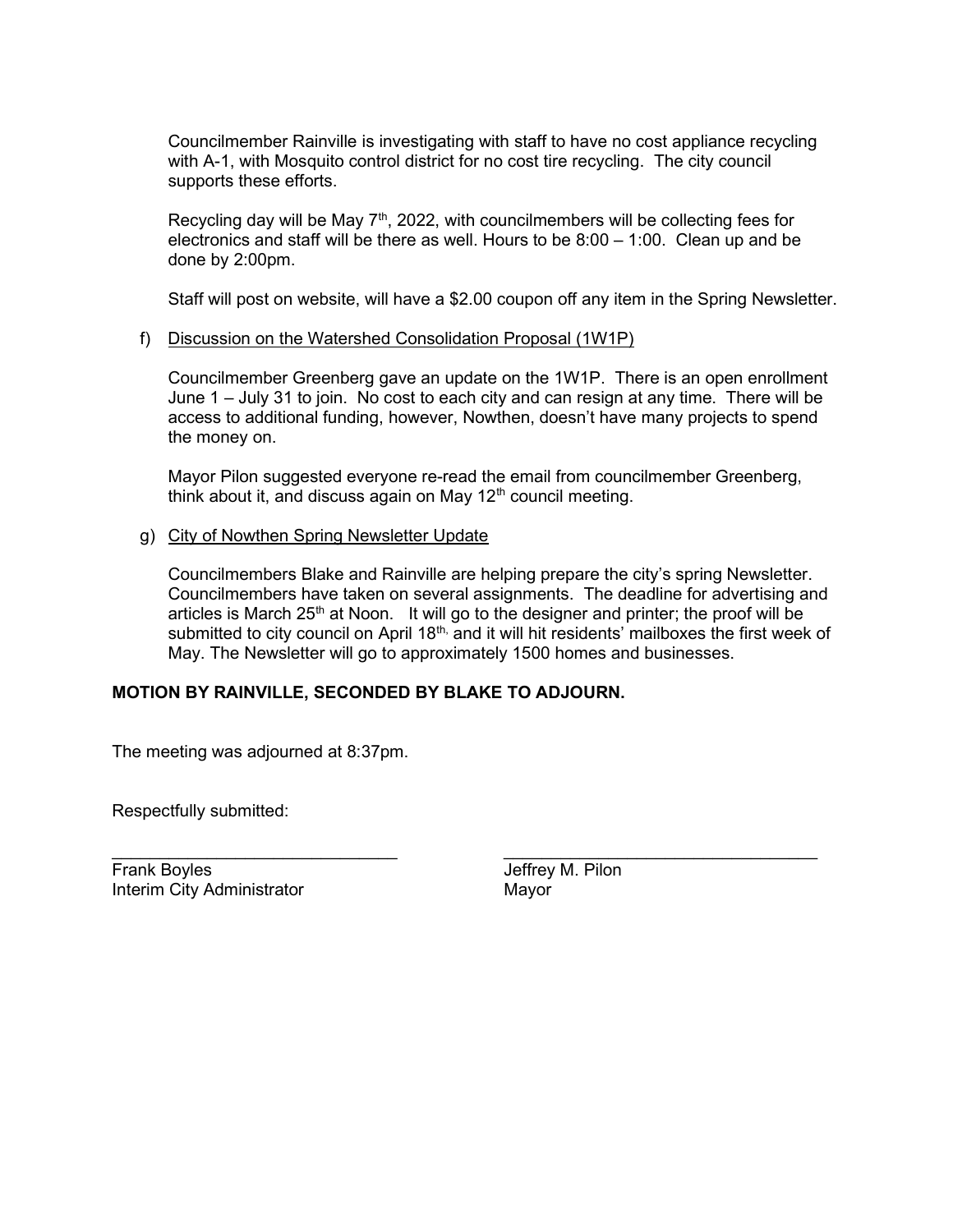Councilmember Rainville is investigating with staff to have no cost appliance recycling with A-1, with Mosquito control district for no cost tire recycling. The city council supports these efforts.

Recycling day will be May 7th, 2022, with councilmembers will be collecting fees for electronics and staff will be there as well. Hours to be 8:00 – 1:00. Clean up and be done by 2:00pm.

Staff will post on website, will have a $2.00 coupon off any item in the Spring Newsletter.

f) Discussion on the Watershed Consolidation Proposal (1W1P)

Councilmember Greenberg gave an update on the 1W1P. There is an open enrollment June 1 – July 31 to join. No cost to each city and can resign at any time. There will be access to additional funding, however, Nowthen, doesn't have many projects to spend the money on.

Mayor Pilon suggested everyone re-read the email from councilmember Greenberg, think about it, and discuss again on May 12th council meeting.

g) City of Nowthen Spring Newsletter Update

Councilmembers Blake and Rainville are helping prepare the city's spring Newsletter. Councilmembers have taken on several assignments. The deadline for advertising and articles is March 25th at Noon. It will go to the designer and printer; the proof will be submitted to city council on April 18th, and it will hit residents' mailboxes the first week of May. The Newsletter will go to approximately 1500 homes and businesses.

**MOTION BY RAINVILLE, SECONDED BY BLAKE TO ADJOURN.**

The meeting was adjourned at 8:37pm.

Respectfully submitted:

| | |
|---|---|
| ______________________________ | ______________________________ |
| Frank Boyles | Jeffrey M. Pilon |
| Interim City Administrator | Mayor |